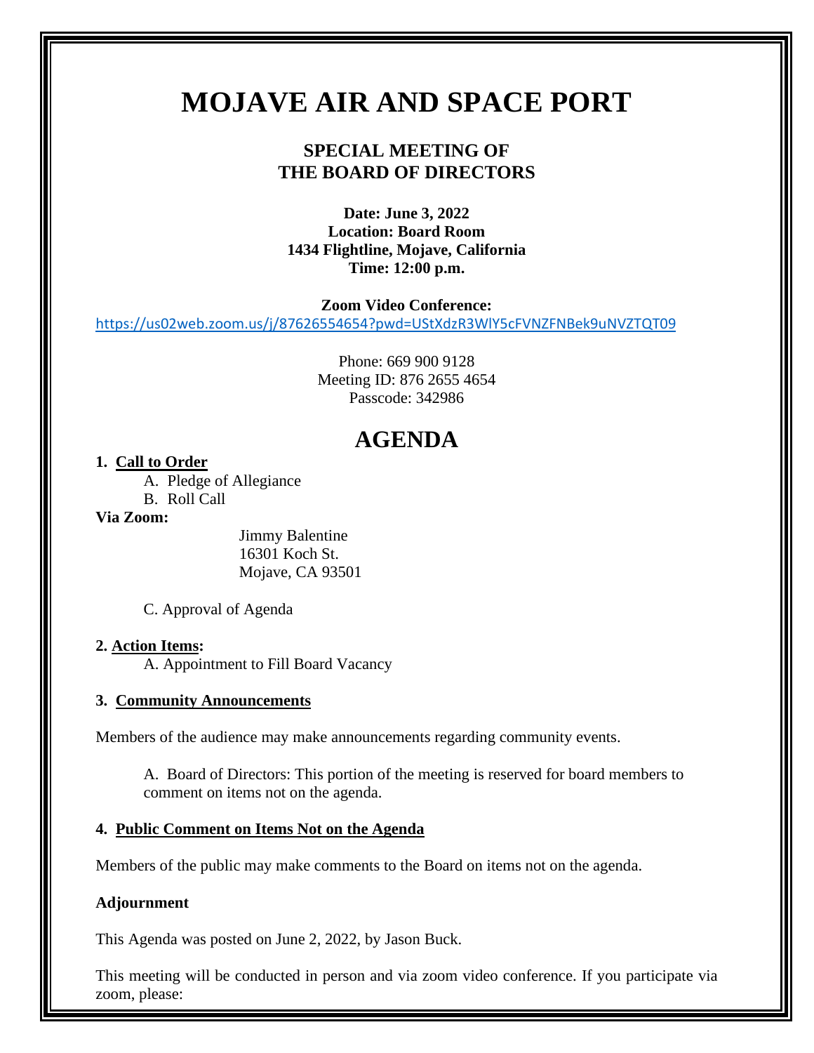# MOJAVE AIR AND SPACE PORT

## SPECIAL MEETING OF THE BOARD OF DIRECTORS

**Date: June 3, 2022**
**Location: Board Room**
**1434 Flightline, Mojave, California**
**Time: 12:00 p.m.**

**Zoom Video Conference:**
https://us02web.zoom.us/j/87626554654?pwd=UStXdzR3WlY5cFVNZFNBek9uNVZTQT09

Phone: 669 900 9128
Meeting ID: 876 2655 4654
Passcode: 342986

## AGENDA

**1. Call to Order**

A. Pledge of Allegiance
B. Roll Call

**Via Zoom:**

Jimmy Balentine
16301 Koch St.
Mojave, CA 93501

C. Approval of Agenda

**2. Action Items:**

A. Appointment to Fill Board Vacancy

**3. Community Announcements**

Members of the audience may make announcements regarding community events.

A. Board of Directors: This portion of the meeting is reserved for board members to comment on items not on the agenda.

**4. Public Comment on Items Not on the Agenda**

Members of the public may make comments to the Board on items not on the agenda.

**Adjournment**

This Agenda was posted on June 2, 2022, by Jason Buck.

This meeting will be conducted in person and via zoom video conference. If you participate via zoom, please: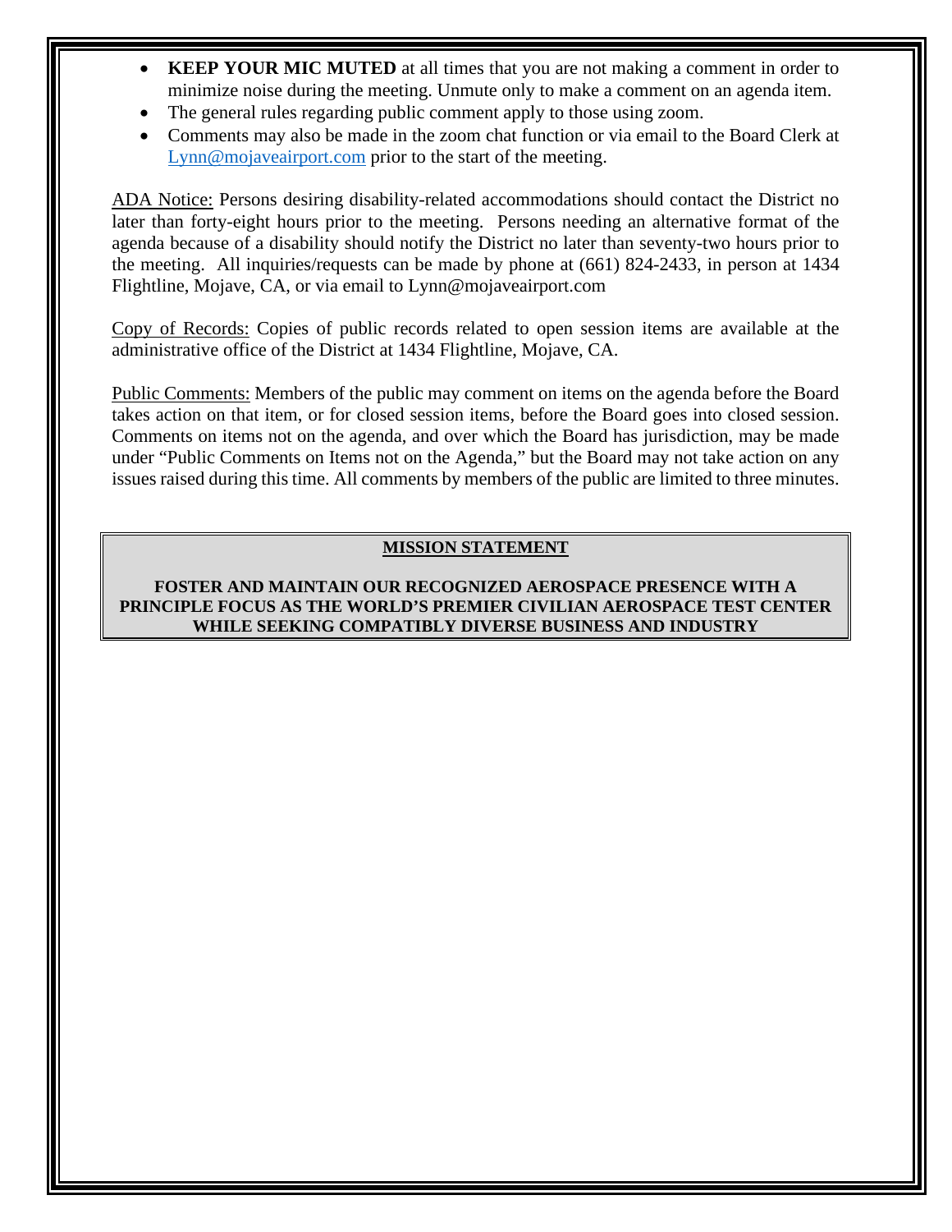- **KEEP YOUR MIC MUTED** at all times that you are not making a comment in order to minimize noise during the meeting. Unmute only to make a comment on an agenda item.
- The general rules regarding public comment apply to those using zoom.
- Comments may also be made in the zoom chat function or via email to the Board Clerk at Lynn@mojaveairport.com prior to the start of the meeting.

ADA Notice: Persons desiring disability-related accommodations should contact the District no later than forty-eight hours prior to the meeting. Persons needing an alternative format of the agenda because of a disability should notify the District no later than seventy-two hours prior to the meeting. All inquiries/requests can be made by phone at (661) 824-2433, in person at 1434 Flightline, Mojave, CA, or via email to Lynn@mojaveairport.com

Copy of Records: Copies of public records related to open session items are available at the administrative office of the District at 1434 Flightline, Mojave, CA.

Public Comments: Members of the public may comment on items on the agenda before the Board takes action on that item, or for closed session items, before the Board goes into closed session. Comments on items not on the agenda, and over which the Board has jurisdiction, may be made under "Public Comments on Items not on the Agenda," but the Board may not take action on any issues raised during this time. All comments by members of the public are limited to three minutes.

**MISSION STATEMENT**

**FOSTER AND MAINTAIN OUR RECOGNIZED AEROSPACE PRESENCE WITH A PRINCIPLE FOCUS AS THE WORLD'S PREMIER CIVILIAN AEROSPACE TEST CENTER WHILE SEEKING COMPATIBLY DIVERSE BUSINESS AND INDUSTRY**